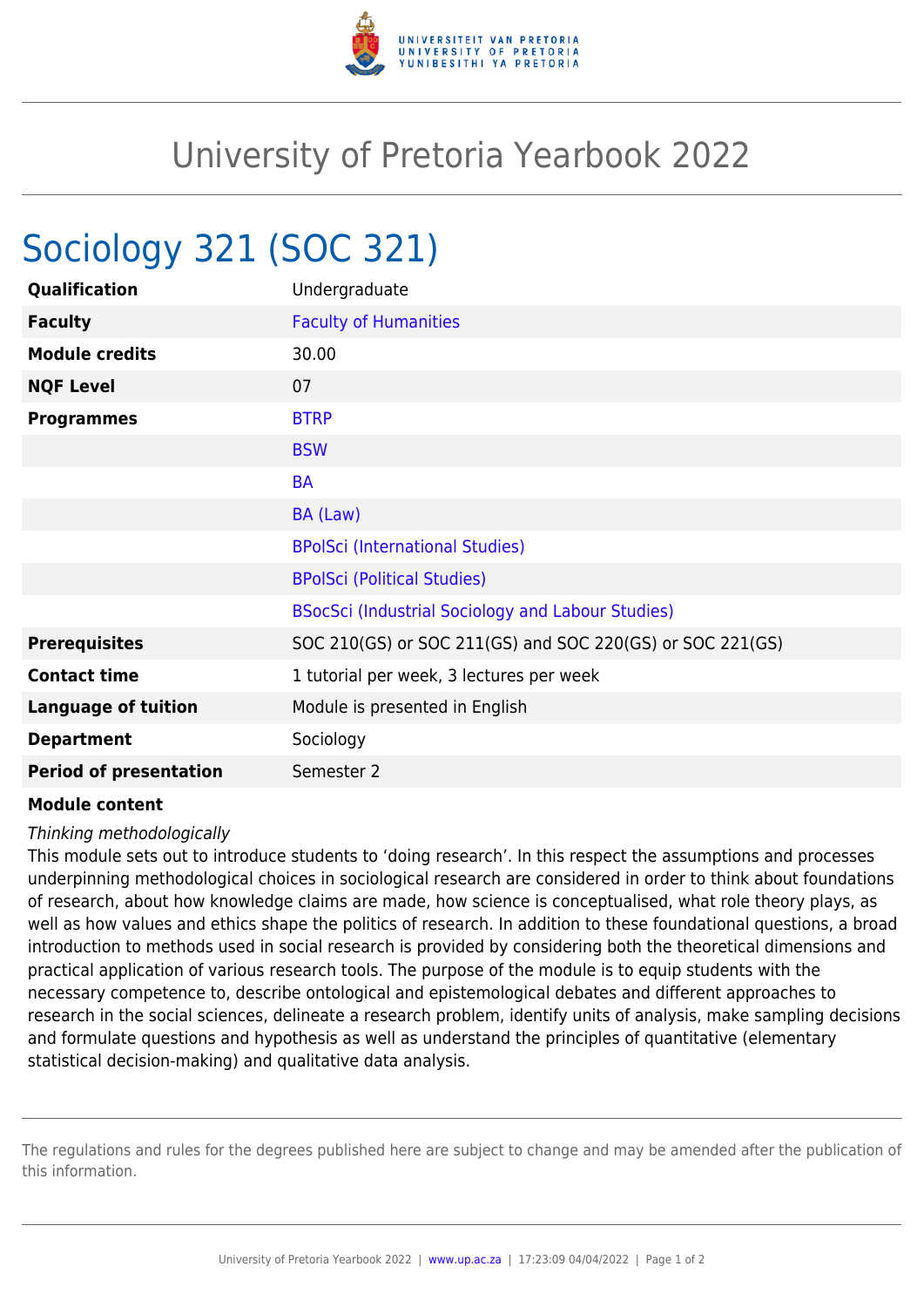# University of Pretoria Yearbook 2022

## Sociology 321 (SOC 321)

| | |
|---|---|
| **Qualification** | Undergraduate |
| **Faculty** | Faculty of Humanities |
| **Module credits** | 30.00 |
| **NQF Level** | 07 |
| **Programmes** | BTRP |
| | BSW |
| | BA |
| | BA (Law) |
| | BPolSci (International Studies) |
| | BPolSci (Political Studies) |
| | BSocSci (Industrial Sociology and Labour Studies) |
| **Prerequisites** | SOC 210(GS) or SOC 211(GS) and SOC 220(GS) or SOC 221(GS) |
| **Contact time** | 1 tutorial per week, 3 lectures per week |
| **Language of tuition** | Module is presented in English |
| **Department** | Sociology |
| **Period of presentation** | Semester 2 |

**Module content**

*Thinking methodologically*

This module sets out to introduce students to 'doing research'. In this respect the assumptions and processes underpinning methodological choices in sociological research are considered in order to think about foundations of research, about how knowledge claims are made, how science is conceptualised, what role theory plays, as well as how values and ethics shape the politics of research. In addition to these foundational questions, a broad introduction to methods used in social research is provided by considering both the theoretical dimensions and practical application of various research tools. The purpose of the module is to equip students with the necessary competence to, describe ontological and epistemological debates and different approaches to research in the social sciences, delineate a research problem, identify units of analysis, make sampling decisions and formulate questions and hypothesis as well as understand the principles of quantitative (elementary statistical decision-making) and qualitative data analysis.

The regulations and rules for the degrees published here are subject to change and may be amended after the publication of this information.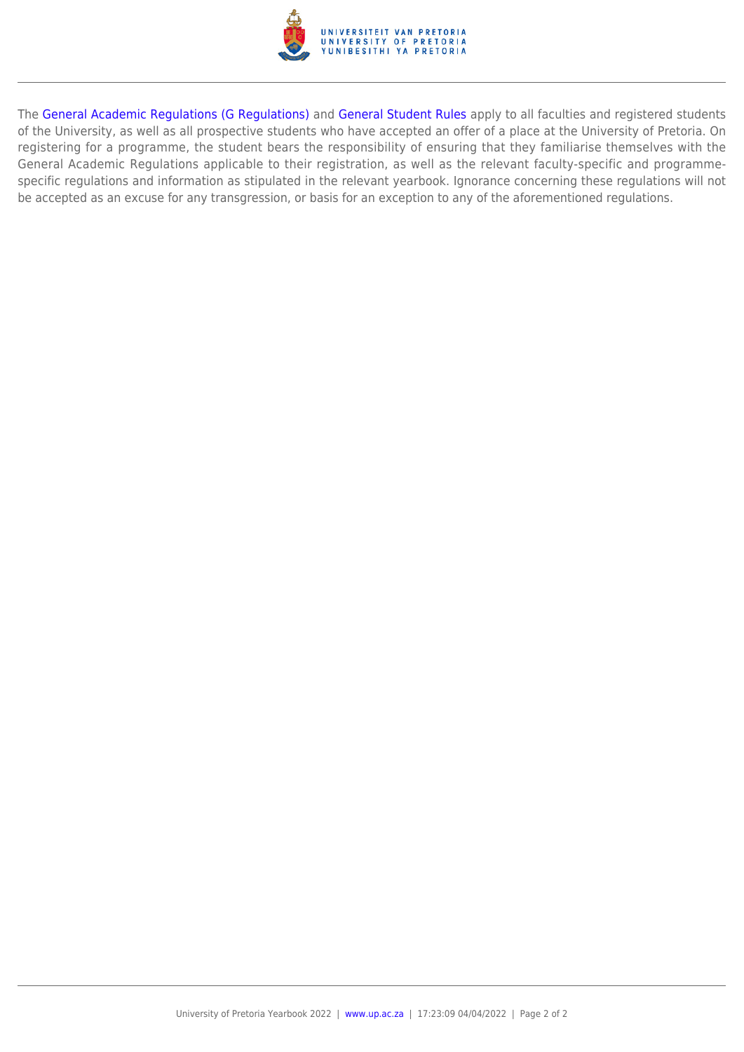The General Academic Regulations (G Regulations) and General Student Rules apply to all faculties and registered students of the University, as well as all prospective students who have accepted an offer of a place at the University of Pretoria. On registering for a programme, the student bears the responsibility of ensuring that they familiarise themselves with the General Academic Regulations applicable to their registration, as well as the relevant faculty-specific and programme-specific regulations and information as stipulated in the relevant yearbook. Ignorance concerning these regulations will not be accepted as an excuse for any transgression, or basis for an exception to any of the aforementioned regulations.